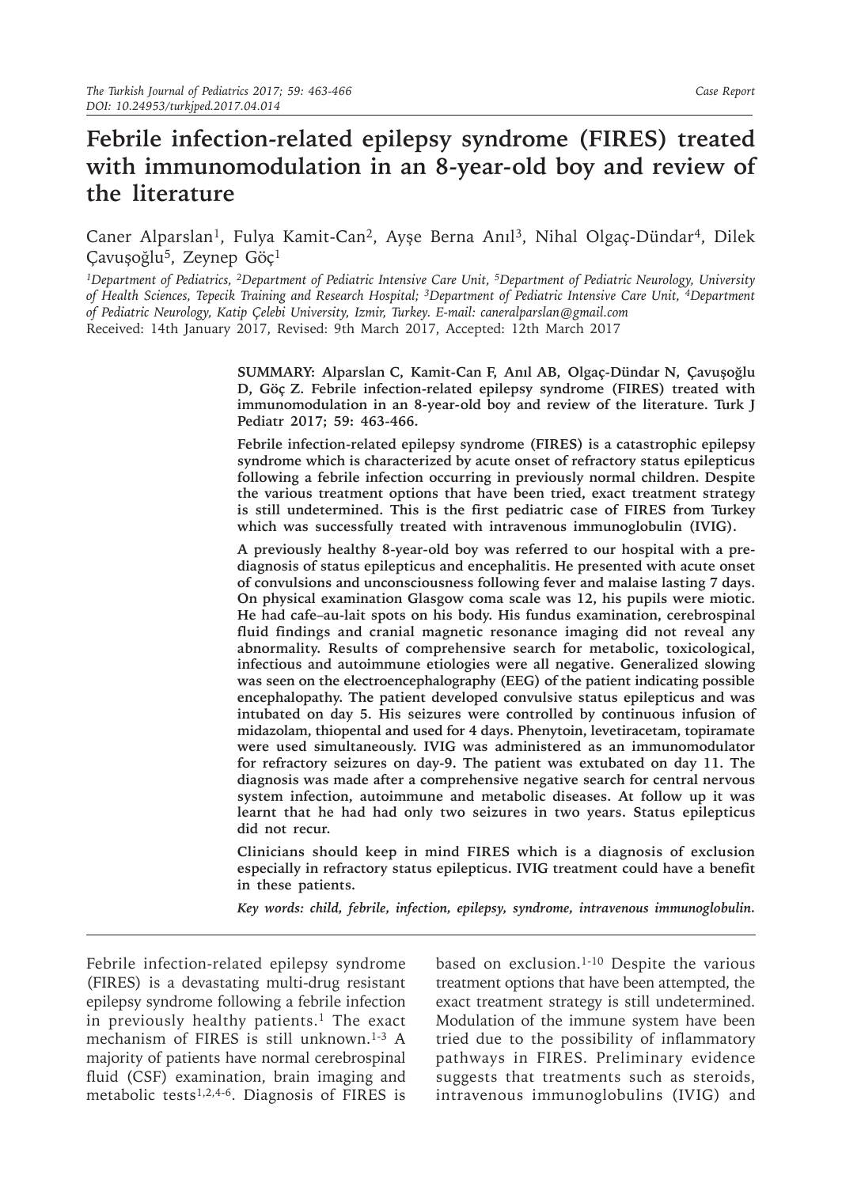# Febrile infection-related epilepsy syndrome (FIRES) treated with immunomodulation in an 8-year-old boy and review of the literature

Caner Alparslan[1], Fulya Kamit-Can[2], Ayşe Berna Anıl[3], Nihal Olgaç-Dündar[4], Dilek Çavuşoğlu[5], Zeynep Göç[1]

[1]Department of Pediatrics, [2]Department of Pediatric Intensive Care Unit, [5]Department of Pediatric Neurology, University of Health Sciences, Tepecik Training and Research Hospital; [3]Department of Pediatric Intensive Care Unit, [4]Department of Pediatric Neurology, Katip Çelebi University, Izmir, Turkey. E-mail: caneralparslan@gmail.com

Received: 14th January 2017, Revised: 9th March 2017, Accepted: 12th March 2017

**SUMMARY: Alparslan C, Kamit-Can F, Anıl AB, Olgaç-Dündar N, Çavuşoğlu D, Göç Z. Febrile infection-related epilepsy syndrome (FIRES) treated with immunomodulation in an 8-year-old boy and review of the literature. Turk J Pediatr 2017; 59: 463-466.**

**Febrile infection-related epilepsy syndrome (FIRES) is a catastrophic epilepsy syndrome which is characterized by acute onset of refractory status epilepticus following a febrile infection occurring in previously normal children. Despite the various treatment options that have been tried, exact treatment strategy is still undetermined. This is the first pediatric case of FIRES from Turkey which was successfully treated with intravenous immunoglobulin (IVIG).**

**A previously healthy 8-year-old boy was referred to our hospital with a prediagnosis of status epilepticus and encephalitis. He presented with acute onset of convulsions and unconsciousness following fever and malaise lasting 7 days. On physical examination Glasgow coma scale was 12, his pupils were miotic. He had cafe–au-lait spots on his body. His fundus examination, cerebrospinal fluid findings and cranial magnetic resonance imaging did not reveal any abnormality. Results of comprehensive search for metabolic, toxicological, infectious and autoimmune etiologies were all negative. Generalized slowing was seen on the electroencephalography (EEG) of the patient indicating possible encephalopathy. The patient developed convulsive status epilepticus and was intubated on day 5. His seizures were controlled by continuous infusion of midazolam, thiopental and used for 4 days. Phenytoin, levetiracetam, topiramate were used simultaneously. IVIG was administered as an immunomodulator for refractory seizures on day-9. The patient was extubated on day 11. The diagnosis was made after a comprehensive negative search for central nervous system infection, autoimmune and metabolic diseases. At follow up it was learnt that he had had only two seizures in two years. Status epilepticus did not recur.**

**Clinicians should keep in mind FIRES which is a diagnosis of exclusion especially in refractory status epilepticus. IVIG treatment could have a benefit in these patients.**

***Key words: child, febrile, infection, epilepsy, syndrome, intravenous immunoglobulin.***

---

Febrile infection-related epilepsy syndrome (FIRES) is a devastating multi-drug resistant epilepsy syndrome following a febrile infection in previously healthy patients.[1] The exact mechanism of FIRES is still unknown.[1-3] A majority of patients have normal cerebrospinal fluid (CSF) examination, brain imaging and metabolic tests[1,2,4-6]. Diagnosis of FIRES is based on exclusion.[1-10] Despite the various treatment options that have been attempted, the exact treatment strategy is still undetermined. Modulation of the immune system have been tried due to the possibility of inflammatory pathways in FIRES. Preliminary evidence suggests that treatments such as steroids, intravenous immunoglobulins (IVIG) and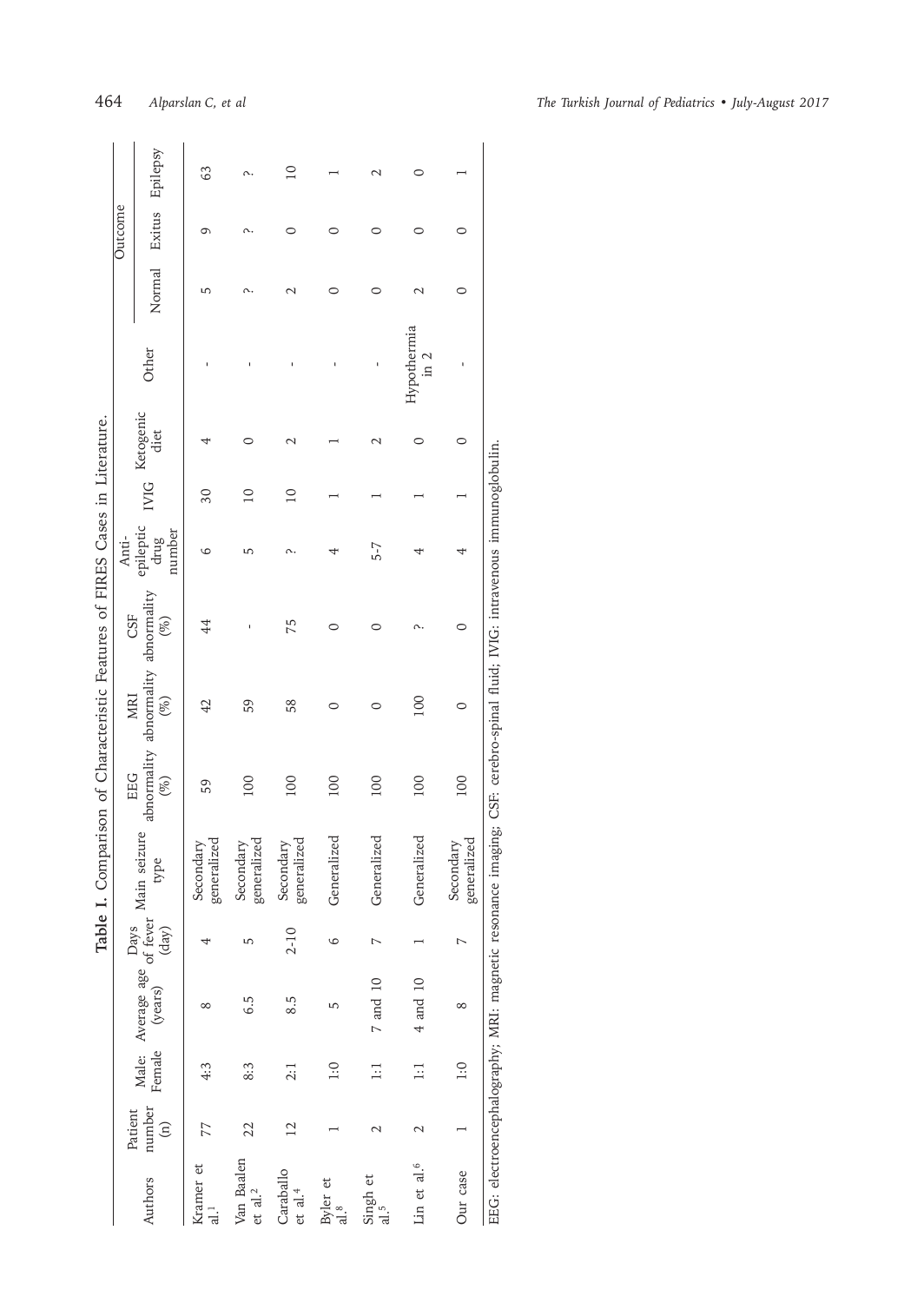**Table I.** Comparison of Characteristic Features of FIRES Cases in Literature.

| Authors | Patient number (n) | Male: Female | Average age (years) | Days of fever (day) | Main seizure type | EEG abnormality (%) | MRI abnormality (%) | CSF abnormality (%) | Anti-epileptic drug number | IVIG | Ketogenic diet | Other | Outcome | | |
|---|---|---|---|---|---|---|---|---|---|---|---|---|---|---|---|
| | | | | | | | | | | | | | Normal | Exitus | Epilepsy |
| Kramer et al.[1] | 77 | 4:3 | 8 | 4 | Secondary generalized | 59 | 42 | 44 | 6 | 30 | 4 | - | 5 | 9 | 63 |
| Van Baalen et al.[2] | 22 | 8:3 | 6.5 | 5 | Secondary generalized | 100 | 59 | - | 5 | 10 | 0 | - | ? | ? | ? |
| Caraballo et al.[4] | 12 | 2:1 | 8.5 | 2-10 | Secondary generalized | 100 | 58 | 75 | ? | 10 | 2 | - | 2 | 0 | 10 |
| Byler et al.[8] | 1 | 1:0 | 5 | 6 | Generalized | 100 | 0 | 0 | 4 | 1 | 1 | - | 0 | 0 | 1 |
| Singh et al.[5] | 2 | 1:1 | 7 and 10 | 7 | Generalized | 100 | 0 | 0 | 5-7 | 1 | 2 | - | 0 | 0 | 2 |
| Lin et al.[6] | 2 | 1:1 | 4 and 10 | 1 | Generalized | 100 | 100 | ? | 4 | 1 | 0 | Hypothermia in 2 | 2 | 0 | 0 |
| Our case | 1 | 1:0 | 8 | 7 | Secondary generalized | 100 | 0 | 0 | 4 | 1 | 0 | - | 0 | 0 | 1 |

EEG: electroencephalography; MRI: magnetic resonance imaging; CSF: cerebro-spinal fluid; IVIG: intravenous immunoglobulin.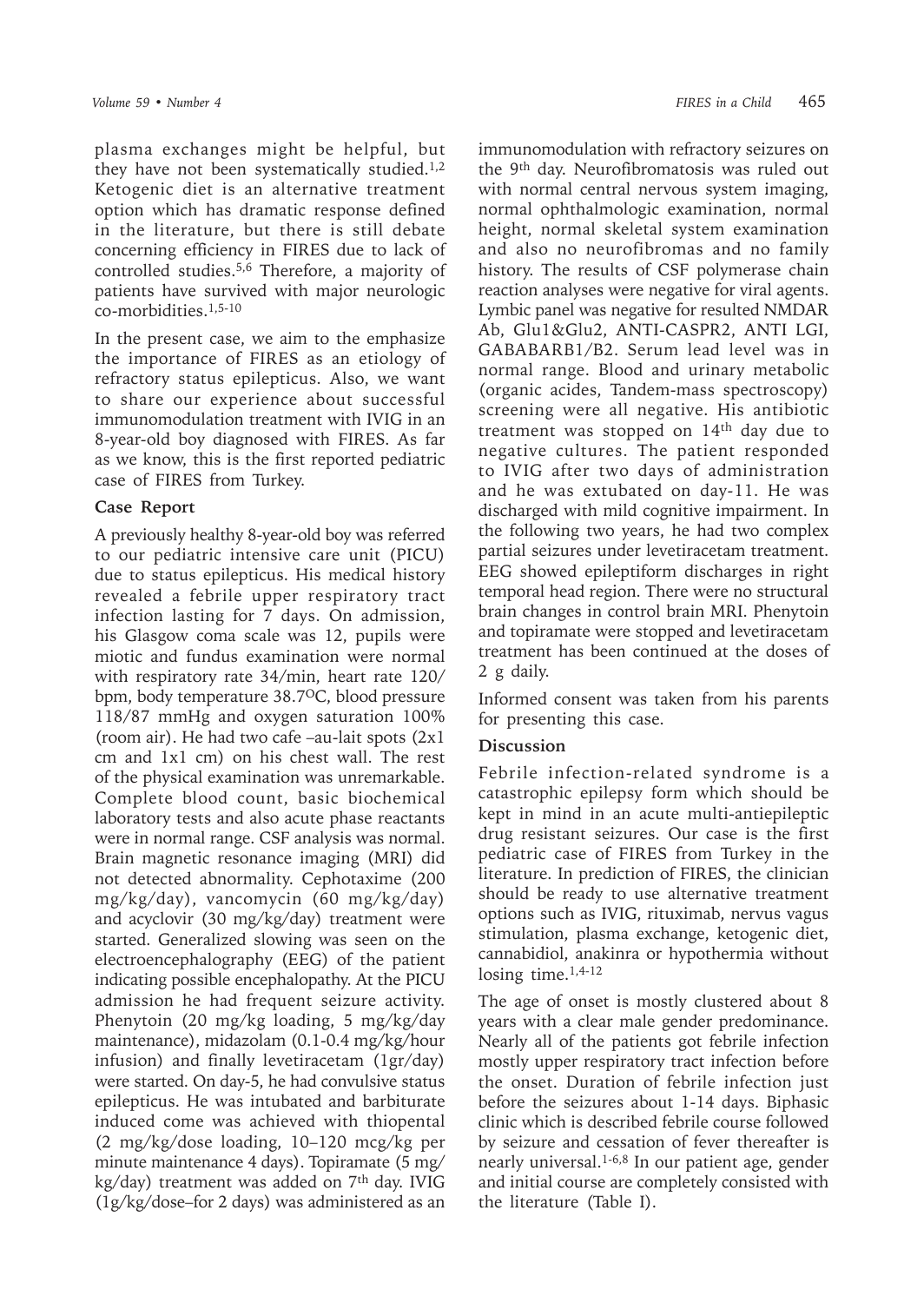plasma exchanges might be helpful, but they have not been systematically studied.[1,2] Ketogenic diet is an alternative treatment option which has dramatic response defined in the literature, but there is still debate concerning efficiency in FIRES due to lack of controlled studies.[5,6] Therefore, a majority of patients have survived with major neurologic co-morbidities.[1,5-10]

In the present case, we aim to the emphasize the importance of FIRES as an etiology of refractory status epilepticus. Also, we want to share our experience about successful immunomodulation treatment with IVIG in an 8-year-old boy diagnosed with FIRES. As far as we know, this is the first reported pediatric case of FIRES from Turkey.

## Case Report

A previously healthy 8-year-old boy was referred to our pediatric intensive care unit (PICU) due to status epilepticus. His medical history revealed a febrile upper respiratory tract infection lasting for 7 days. On admission, his Glasgow coma scale was 12, pupils were miotic and fundus examination were normal with respiratory rate 34/min, heart rate 120/bpm, body temperature 38.7ºC, blood pressure 118/87 mmHg and oxygen saturation 100% (room air). He had two cafe –au-lait spots (2x1 cm and 1x1 cm) on his chest wall. The rest of the physical examination was unremarkable. Complete blood count, basic biochemical laboratory tests and also acute phase reactants were in normal range. CSF analysis was normal. Brain magnetic resonance imaging (MRI) did not detected abnormality. Cephotaxime (200 mg/kg/day), vancomycin (60 mg/kg/day) and acyclovir (30 mg/kg/day) treatment were started. Generalized slowing was seen on the electroencephalography (EEG) of the patient indicating possible encephalopathy. At the PICU admission he had frequent seizure activity. Phenytoin (20 mg/kg loading, 5 mg/kg/day maintenance), midazolam (0.1-0.4 mg/kg/hour infusion) and finally levetiracetam (1gr/day) were started. On day-5, he had convulsive status epilepticus. He was intubated and barbiturate induced come was achieved with thiopental (2 mg/kg/dose loading, 10–120 mcg/kg per minute maintenance 4 days). Topiramate (5 mg/kg/day) treatment was added on 7th day. IVIG (1g/kg/dose–for 2 days) was administered as an immunomodulation with refractory seizures on the 9th day. Neurofibromatosis was ruled out with normal central nervous system imaging, normal ophthalmologic examination, normal height, normal skeletal system examination and also no neurofibromas and no family history. The results of CSF polymerase chain reaction analyses were negative for viral agents. Lymbic panel was negative for resulted NMDAR Ab, Glu1&Glu2, ANTI-CASPR2, ANTI LGI, GABABARB1/B2. Serum lead level was in normal range. Blood and urinary metabolic (organic acides, Tandem-mass spectroscopy) screening were all negative. His antibiotic treatment was stopped on 14th day due to negative cultures. The patient responded to IVIG after two days of administration and he was extubated on day-11. He was discharged with mild cognitive impairment. In the following two years, he had two complex partial seizures under levetiracetam treatment. EEG showed epileptiform discharges in right temporal head region. There were no structural brain changes in control brain MRI. Phenytoin and topiramate were stopped and levetiracetam treatment has been continued at the doses of 2 g daily.

Informed consent was taken from his parents for presenting this case.

## Discussion

Febrile infection-related syndrome is a catastrophic epilepsy form which should be kept in mind in an acute multi-antiepileptic drug resistant seizures. Our case is the first pediatric case of FIRES from Turkey in the literature. In prediction of FIRES, the clinician should be ready to use alternative treatment options such as IVIG, rituximab, nervus vagus stimulation, plasma exchange, ketogenic diet, cannabidiol, anakinra or hypothermia without losing time.[1,4-12]

The age of onset is mostly clustered about 8 years with a clear male gender predominance. Nearly all of the patients got febrile infection mostly upper respiratory tract infection before the onset. Duration of febrile infection just before the seizures about 1-14 days. Biphasic clinic which is described febrile course followed by seizure and cessation of fever thereafter is nearly universal.[1-6,8] In our patient age, gender and initial course are completely consisted with the literature (Table I).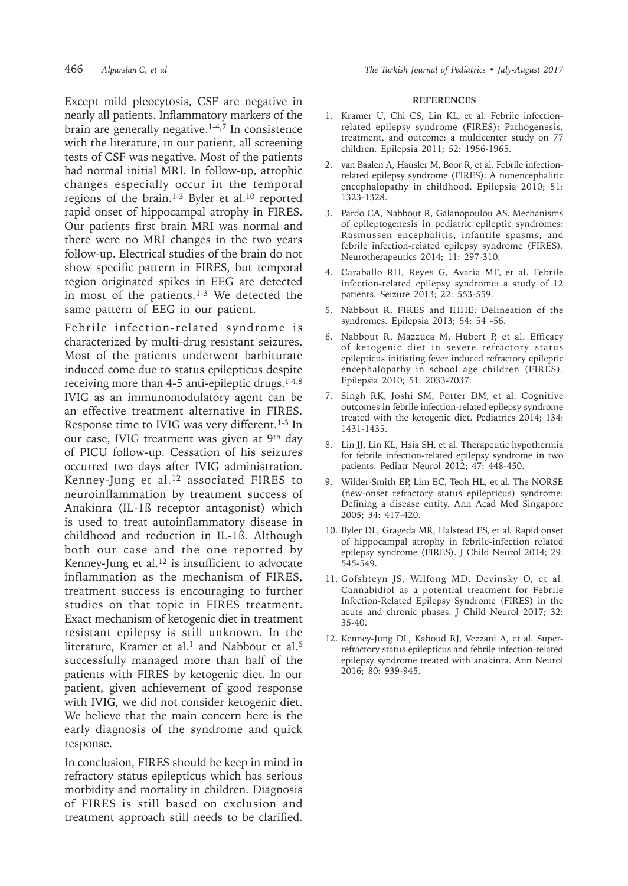Except mild pleocytosis, CSF are negative in nearly all patients. Inflammatory markers of the brain are generally negative.[1-4,7] In consistence with the literature, in our patient, all screening tests of CSF was negative. Most of the patients had normal initial MRI. In follow-up, atrophic changes especially occur in the temporal regions of the brain.[1-3] Byler et al.[10] reported rapid onset of hippocampal atrophy in FIRES. Our patients first brain MRI was normal and there were no MRI changes in the two years follow-up. Electrical studies of the brain do not show specific pattern in FIRES, but temporal region originated spikes in EEG are detected in most of the patients.[1-3] We detected the same pattern of EEG in our patient.

Febrile infection-related syndrome is characterized by multi-drug resistant seizures. Most of the patients underwent barbiturate induced come due to status epilepticus despite receiving more than 4-5 anti-epileptic drugs.[1-4,8] IVIG as an immunomodulatory agent can be an effective treatment alternative in FIRES. Response time to IVIG was very different.[1-3] In our case, IVIG treatment was given at 9th day of PICU follow-up. Cessation of his seizures occurred two days after IVIG administration. Kenney-Jung et al.[12] associated FIRES to neuroinflammation by treatment success of Anakinra (IL-1ß receptor antagonist) which is used to treat autoinflammatory disease in childhood and reduction in IL-1ß. Although both our case and the one reported by Kenney-Jung et al.[12] is insufficient to advocate inflammation as the mechanism of FIRES, treatment success is encouraging to further studies on that topic in FIRES treatment. Exact mechanism of ketogenic diet in treatment resistant epilepsy is still unknown. In the literature, Kramer et al.[1] and Nabbout et al.[6] successfully managed more than half of the patients with FIRES by ketogenic diet. In our patient, given achievement of good response with IVIG, we did not consider ketogenic diet. We believe that the main concern here is the early diagnosis of the syndrome and quick response.

In conclusion, FIRES should be keep in mind in refractory status epilepticus which has serious morbidity and mortality in children. Diagnosis of FIRES is still based on exclusion and treatment approach still needs to be clarified.

## REFERENCES

1. Kramer U, Chi CS, Lin KL, et al. Febrile infection-related epilepsy syndrome (FIRES): Pathogenesis, treatment, and outcome: a multicenter study on 77 children. Epilepsia 2011; 52: 1956-1965.
2. van Baalen A, Hausler M, Boor R, et al. Febrile infection-related epilepsy syndrome (FIRES): A nonencephalitic encephalopathy in childhood. Epilepsia 2010; 51: 1323-1328.
3. Pardo CA, Nabbout R, Galanopoulou AS. Mechanisms of epileptogenesis in pediatric epileptic syndromes: Rasmussen encephalitis, infantile spasms, and febrile infection-related epilepsy syndrome (FIRES). Neurotherapeutics 2014; 11: 297-310.
4. Caraballo RH, Reyes G, Avaria MF, et al. Febrile infection-related epilepsy syndrome: a study of 12 patients. Seizure 2013; 22: 553-559.
5. Nabbout R. FIRES and IHHE: Delineation of the syndromes. Epilepsia 2013; 54: 54 -56.
6. Nabbout R, Mazzuca M, Hubert P, et al. Efficacy of ketogenic diet in severe refractory status epilepticus initiating fever induced refractory epileptic encephalopathy in school age children (FIRES). Epilepsia 2010; 51: 2033-2037.
7. Singh RK, Joshi SM, Potter DM, et al. Cognitive outcomes in febrile infection-related epilepsy syndrome treated with the ketogenic diet. Pediatrics 2014; 134: 1431-1435.
8. Lin JJ, Lin KL, Hsia SH, et al. Therapeutic hypothermia for febrile infection-related epilepsy syndrome in two patients. Pediatr Neurol 2012; 47: 448-450.
9. Wilder-Smith EP, Lim EC, Teoh HL, et al. The NORSE (new-onset refractory status epilepticus) syndrome: Defining a disease entity. Ann Acad Med Singapore 2005; 34: 417-420.
10. Byler DL, Grageda MR, Halstead ES, et al. Rapid onset of hippocampal atrophy in febrile-infection related epilepsy syndrome (FIRES). J Child Neurol 2014; 29: 545-549.
11. Gofshteyn JS, Wilfong MD, Devinsky O, et al. Cannabidiol as a potential treatment for Febrile Infection-Related Epilepsy Syndrome (FIRES) in the acute and chronic phases. J Child Neurol 2017; 32: 35-40.
12. Kenney-Jung DL, Kahoud RJ, Vezzani A, et al. Super-refractory status epilepticus and febrile infection-related epilepsy syndrome treated with anakinra. Ann Neurol 2016; 80: 939-945.